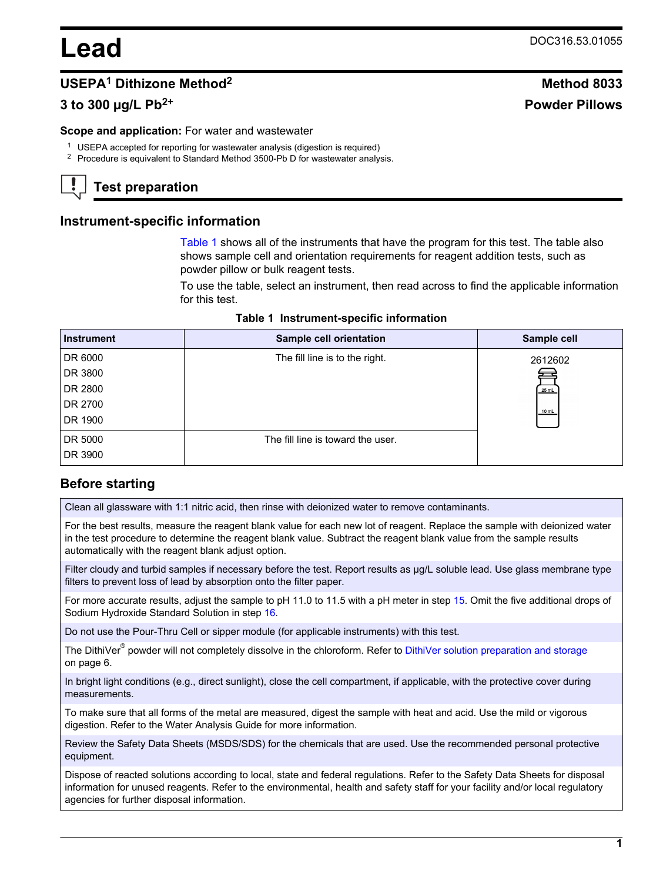# Lead

DOC316.53.01055

## USEPA[1] Dithizone Method[2] — Method 8033

## 3 to 300 µg/L $Pb^{2+}$ — Powder Pillows

**Scope and application:** For water and wastewater

[1] USEPA accepted for reporting for wastewater analysis (digestion is required)

[2] Procedure is equivalent to Standard Method 3500-Pb D for wastewater analysis.

## Test preparation

### Instrument-specific information

Table 1 shows all of the instruments that have the program for this test. The table also shows sample cell and orientation requirements for reagent addition tests, such as powder pillow or bulk reagent tests.

To use the table, select an instrument, then read across to find the applicable information for this test.

**Table 1 Instrument-specific information**

| Instrument | Sample cell orientation | Sample cell |
| --- | --- | --- |
| DR 6000<br>DR 3800<br>DR 2800<br>DR 2700<br>DR 1900 | The fill line is to the right. | 2612602 |
| DR 5000<br>DR 3900 | The fill line is toward the user. | |

### Before starting

Clean all glassware with 1:1 nitric acid, then rinse with deionized water to remove contaminants.

For the best results, measure the reagent blank value for each new lot of reagent. Replace the sample with deionized water in the test procedure to determine the reagent blank value. Subtract the reagent blank value from the sample results automatically with the reagent blank adjust option.

Filter cloudy and turbid samples if necessary before the test. Report results as µg/L soluble lead. Use glass membrane type filters to prevent loss of lead by absorption onto the filter paper.

For more accurate results, adjust the sample to pH 11.0 to 11.5 with a pH meter in step 15. Omit the five additional drops of Sodium Hydroxide Standard Solution in step 16.

Do not use the Pour-Thru Cell or sipper module (for applicable instruments) with this test.

The DithiVer® powder will not completely dissolve in the chloroform. Refer to DithiVer solution preparation and storage on page 6.

In bright light conditions (e.g., direct sunlight), close the cell compartment, if applicable, with the protective cover during measurements.

To make sure that all forms of the metal are measured, digest the sample with heat and acid. Use the mild or vigorous digestion. Refer to the Water Analysis Guide for more information.

Review the Safety Data Sheets (MSDS/SDS) for the chemicals that are used. Use the recommended personal protective equipment.

Dispose of reacted solutions according to local, state and federal regulations. Refer to the Safety Data Sheets for disposal information for unused reagents. Refer to the environmental, health and safety staff for your facility and/or local regulatory agencies for further disposal information.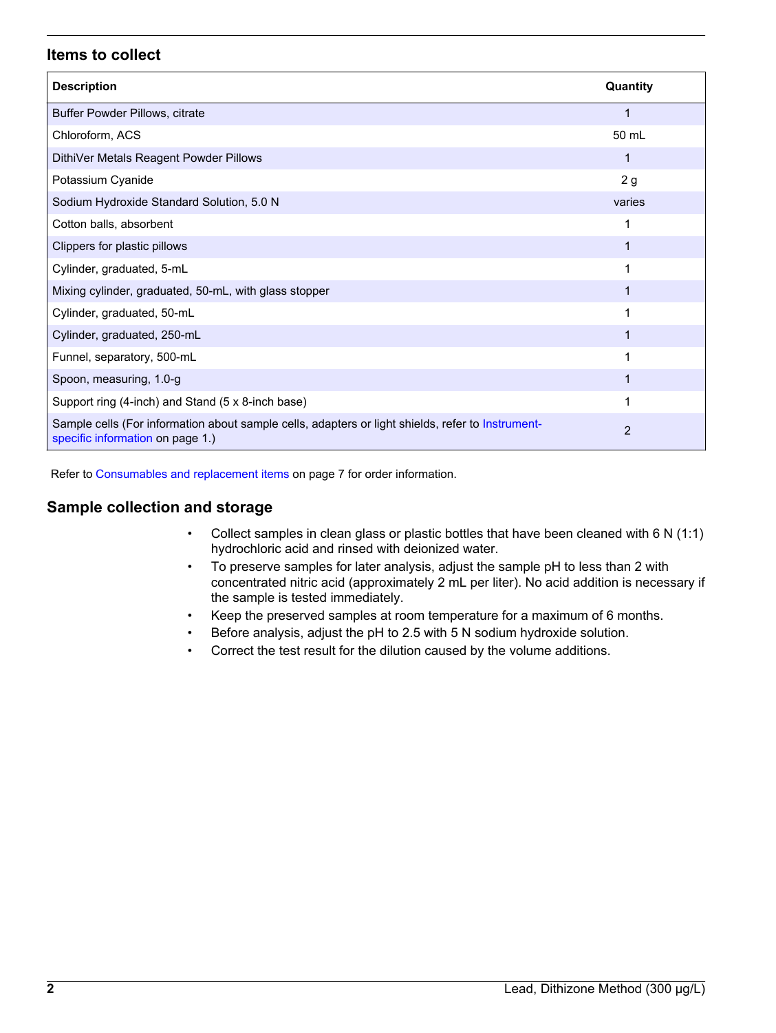## Items to collect

| Description | Quantity |
|---|---|
| Buffer Powder Pillows, citrate | 1 |
| Chloroform, ACS | 50 mL |
| DithiVer Metals Reagent Powder Pillows | 1 |
| Potassium Cyanide | 2 g |
| Sodium Hydroxide Standard Solution, 5.0 N | varies |
| Cotton balls, absorbent | 1 |
| Clippers for plastic pillows | 1 |
| Cylinder, graduated, 5-mL | 1 |
| Mixing cylinder, graduated, 50-mL, with glass stopper | 1 |
| Cylinder, graduated, 50-mL | 1 |
| Cylinder, graduated, 250-mL | 1 |
| Funnel, separatory, 500-mL | 1 |
| Spoon, measuring, 1.0-g | 1 |
| Support ring (4-inch) and Stand (5 x 8-inch base) | 1 |
| Sample cells (For information about sample cells, adapters or light shields, refer to Instrument-specific information on page 1.) | 2 |

Refer to Consumables and replacement items on page 7 for order information.

## Sample collection and storage

- Collect samples in clean glass or plastic bottles that have been cleaned with 6 N (1:1) hydrochloric acid and rinsed with deionized water.
- To preserve samples for later analysis, adjust the sample pH to less than 2 with concentrated nitric acid (approximately 2 mL per liter). No acid addition is necessary if the sample is tested immediately.
- Keep the preserved samples at room temperature for a maximum of 6 months.
- Before analysis, adjust the pH to 2.5 with 5 N sodium hydroxide solution.
- Correct the test result for the dilution caused by the volume additions.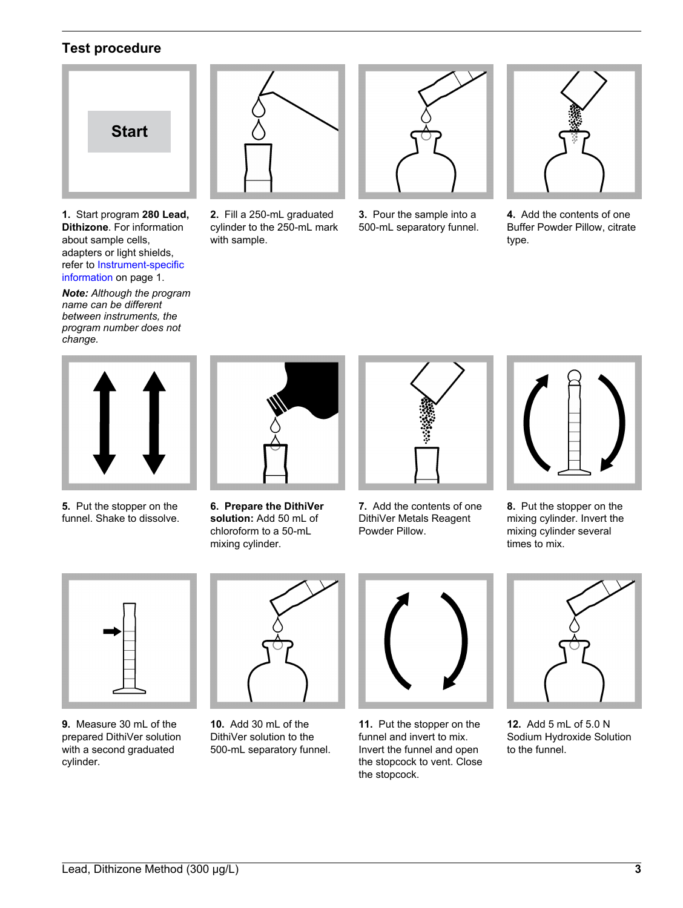## Test procedure

1. Start program **280 Lead, Dithizone**. For information about sample cells, adapters or light shields, refer to Instrument-specific information on page 1.

   ***Note:** Although the program name can be different between instruments, the program number does not change.*

2. Fill a 250-mL graduated cylinder to the 250-mL mark with sample.

3. Pour the sample into a 500-mL separatory funnel.

4. Add the contents of one Buffer Powder Pillow, citrate type.

5. Put the stopper on the funnel. Shake to dissolve.

6. **Prepare the DithiVer solution:** Add 50 mL of chloroform to a 50-mL mixing cylinder.

7. Add the contents of one DithiVer Metals Reagent Powder Pillow.

8. Put the stopper on the mixing cylinder. Invert the mixing cylinder several times to mix.

9. Measure 30 mL of the prepared DithiVer solution with a second graduated cylinder.

10. Add 30 mL of the DithiVer solution to the 500-mL separatory funnel.

11. Put the stopper on the funnel and invert to mix. Invert the funnel and open the stopcock to vent. Close the stopcock.

12. Add 5 mL of 5.0 N Sodium Hydroxide Solution to the funnel.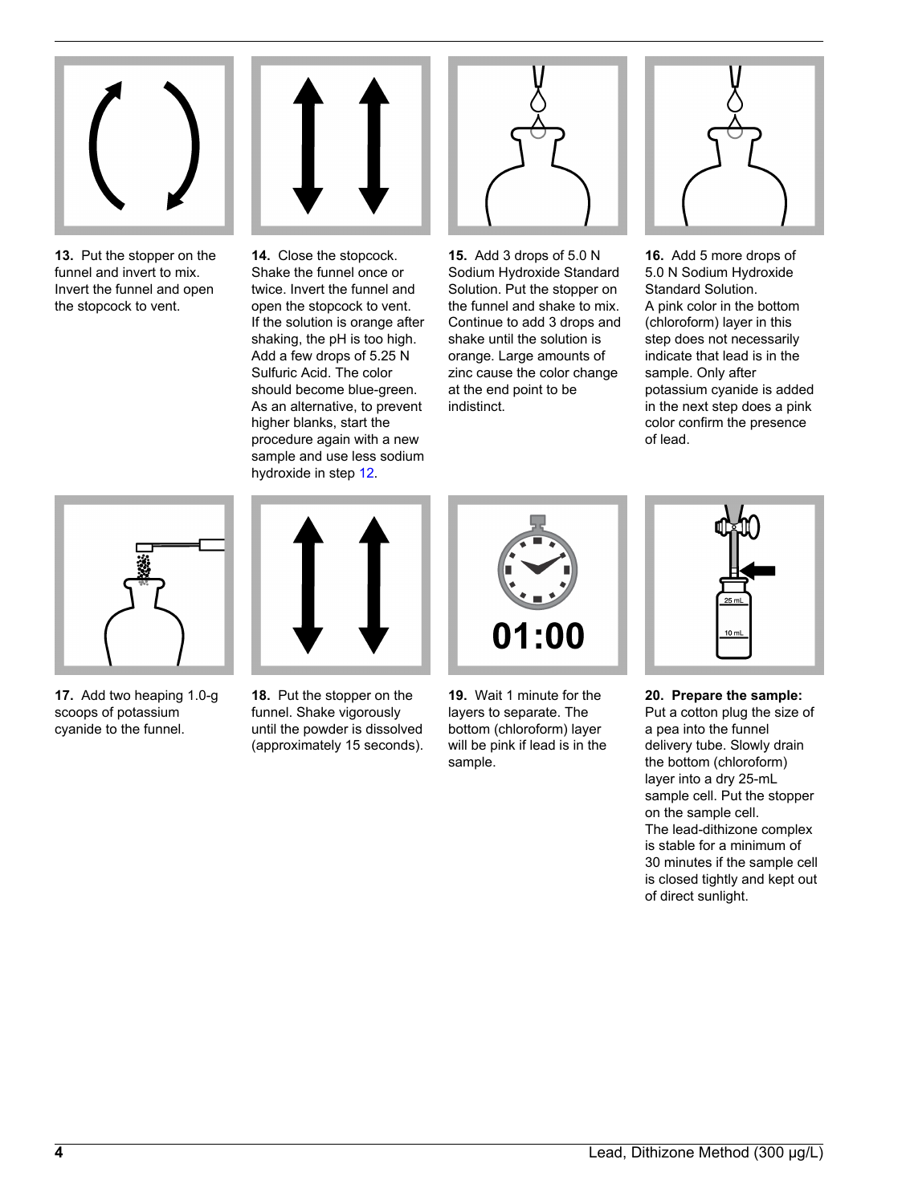**13.** Put the stopper on the funnel and invert to mix. Invert the funnel and open the stopcock to vent.

**14.** Close the stopcock. Shake the funnel once or twice. Invert the funnel and open the stopcock to vent. If the solution is orange after shaking, the pH is too high. Add a few drops of 5.25 N Sulfuric Acid. The color should become blue-green. As an alternative, to prevent higher blanks, start the procedure again with a new sample and use less sodium hydroxide in step 12.

**15.** Add 3 drops of 5.0 N Sodium Hydroxide Standard Solution. Put the stopper on the funnel and shake to mix. Continue to add 3 drops and shake until the solution is orange. Large amounts of zinc cause the color change at the end point to be indistinct.

**16.** Add 5 more drops of 5.0 N Sodium Hydroxide Standard Solution.
A pink color in the bottom (chloroform) layer in this step does not necessarily indicate that lead is in the sample. Only after potassium cyanide is added in the next step does a pink color confirm the presence of lead.

**17.** Add two heaping 1.0-g scoops of potassium cyanide to the funnel.

**18.** Put the stopper on the funnel. Shake vigorously until the powder is dissolved (approximately 15 seconds).

**19.** Wait 1 minute for the layers to separate. The bottom (chloroform) layer will be pink if lead is in the sample.

**20. Prepare the sample:** Put a cotton plug the size of a pea into the funnel delivery tube. Slowly drain the bottom (chloroform) layer into a dry 25-mL sample cell. Put the stopper on the sample cell.
The lead-dithizone complex is stable for a minimum of 30 minutes if the sample cell is closed tightly and kept out of direct sunlight.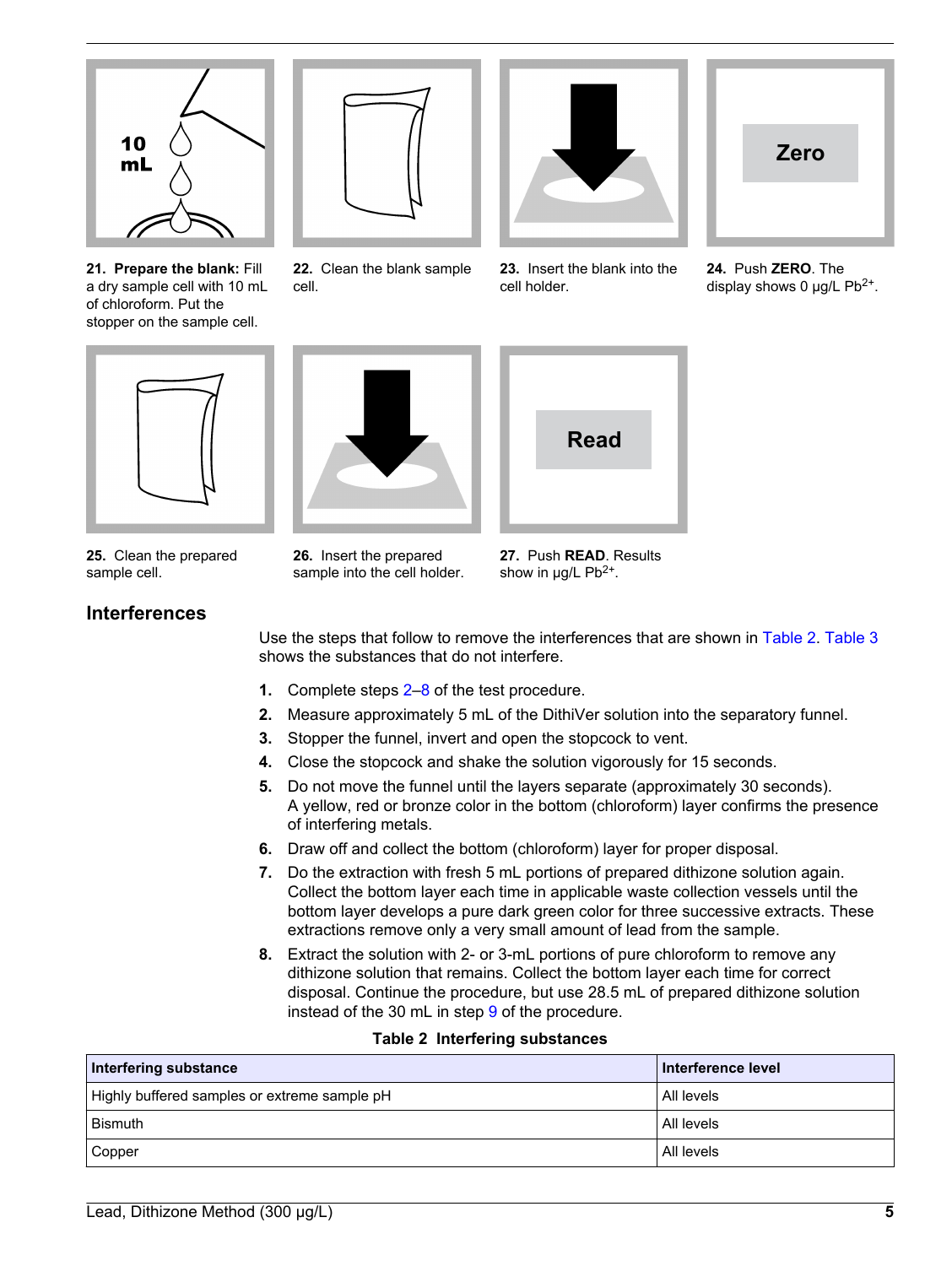**21. Prepare the blank:** Fill a dry sample cell with 10 mL of chloroform. Put the stopper on the sample cell.

**22.** Clean the blank sample cell.

**23.** Insert the blank into the cell holder.

**24.** Push **ZERO**. The display shows 0 µg/L $Pb^{2+}$.

**25.** Clean the prepared sample cell.

**26.** Insert the prepared sample into the cell holder.

**27.** Push **READ**. Results show in µg/L $Pb^{2+}$.

## Interferences

Use the steps that follow to remove the interferences that are shown in Table 2. Table 3 shows the substances that do not interfere.

1. Complete steps 2–8 of the test procedure.
2. Measure approximately 5 mL of the DithiVer solution into the separatory funnel.
3. Stopper the funnel, invert and open the stopcock to vent.
4. Close the stopcock and shake the solution vigorously for 15 seconds.
5. Do not move the funnel until the layers separate (approximately 30 seconds). A yellow, red or bronze color in the bottom (chloroform) layer confirms the presence of interfering metals.
6. Draw off and collect the bottom (chloroform) layer for proper disposal.
7. Do the extraction with fresh 5 mL portions of prepared dithizone solution again. Collect the bottom layer each time in applicable waste collection vessels until the bottom layer develops a pure dark green color for three successive extracts. These extractions remove only a very small amount of lead from the sample.
8. Extract the solution with 2- or 3-mL portions of pure chloroform to remove any dithizone solution that remains. Collect the bottom layer each time for correct disposal. Continue the procedure, but use 28.5 mL of prepared dithizone solution instead of the 30 mL in step 9 of the procedure.

**Table 2 Interfering substances**

| Interfering substance | Interference level |
| --- | --- |
| Highly buffered samples or extreme sample pH | All levels |
| Bismuth | All levels |
| Copper | All levels |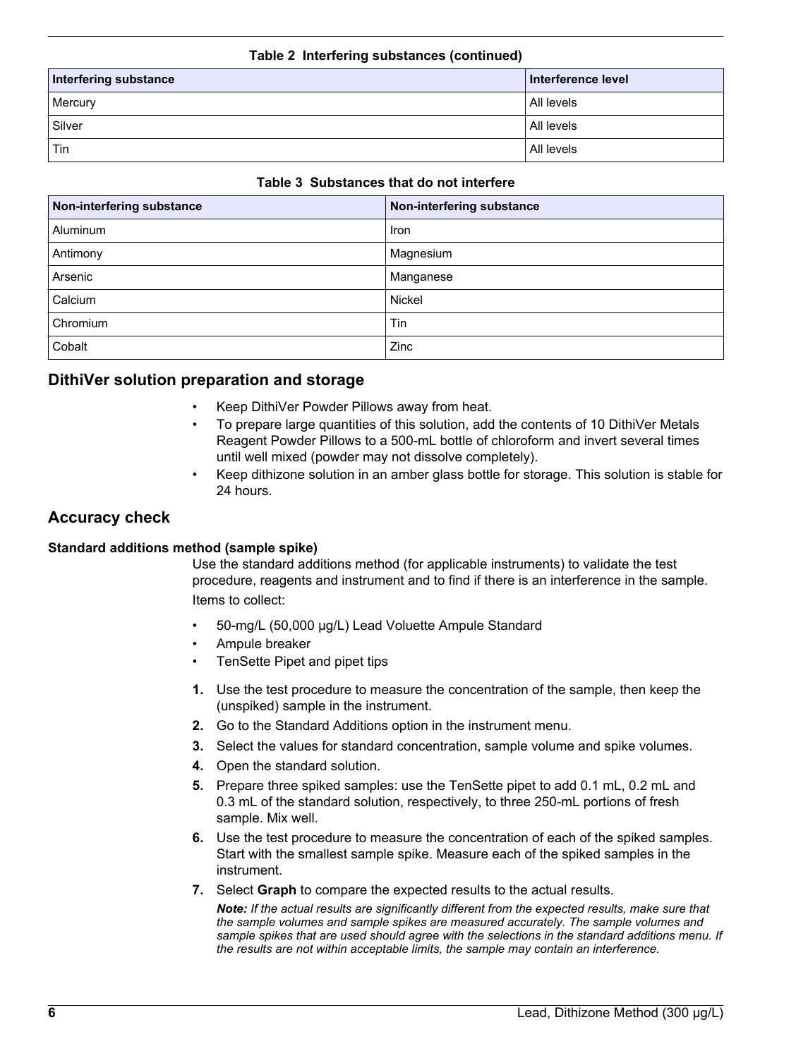**Table 2 Interfering substances (continued)**

| Interfering substance | Interference level |
|---|---|
| Mercury | All levels |
| Silver | All levels |
| Tin | All levels |

**Table 3 Substances that do not interfere**

| Non-interfering substance | Non-interfering substance |
|---|---|
| Aluminum | Iron |
| Antimony | Magnesium |
| Arsenic | Manganese |
| Calcium | Nickel |
| Chromium | Tin |
| Cobalt | Zinc |

## DithiVer solution preparation and storage

- Keep DithiVer Powder Pillows away from heat.
- To prepare large quantities of this solution, add the contents of 10 DithiVer Metals Reagent Powder Pillows to a 500-mL bottle of chloroform and invert several times until well mixed (powder may not dissolve completely).
- Keep dithizone solution in an amber glass bottle for storage. This solution is stable for 24 hours.

## Accuracy check

### Standard additions method (sample spike)

Use the standard additions method (for applicable instruments) to validate the test procedure, reagents and instrument and to find if there is an interference in the sample.

Items to collect:

- 50-mg/L (50,000 µg/L) Lead Voluette Ampule Standard
- Ampule breaker
- TenSette Pipet and pipet tips

1. Use the test procedure to measure the concentration of the sample, then keep the (unspiked) sample in the instrument.
2. Go to the Standard Additions option in the instrument menu.
3. Select the values for standard concentration, sample volume and spike volumes.
4. Open the standard solution.
5. Prepare three spiked samples: use the TenSette pipet to add 0.1 mL, 0.2 mL and 0.3 mL of the standard solution, respectively, to three 250-mL portions of fresh sample. Mix well.
6. Use the test procedure to measure the concentration of each of the spiked samples. Start with the smallest sample spike. Measure each of the spiked samples in the instrument.
7. Select **Graph** to compare the expected results to the actual results.

   ***Note:*** *If the actual results are significantly different from the expected results, make sure that the sample volumes and sample spikes are measured accurately. The sample volumes and sample spikes that are used should agree with the selections in the standard additions menu. If the results are not within acceptable limits, the sample may contain an interference.*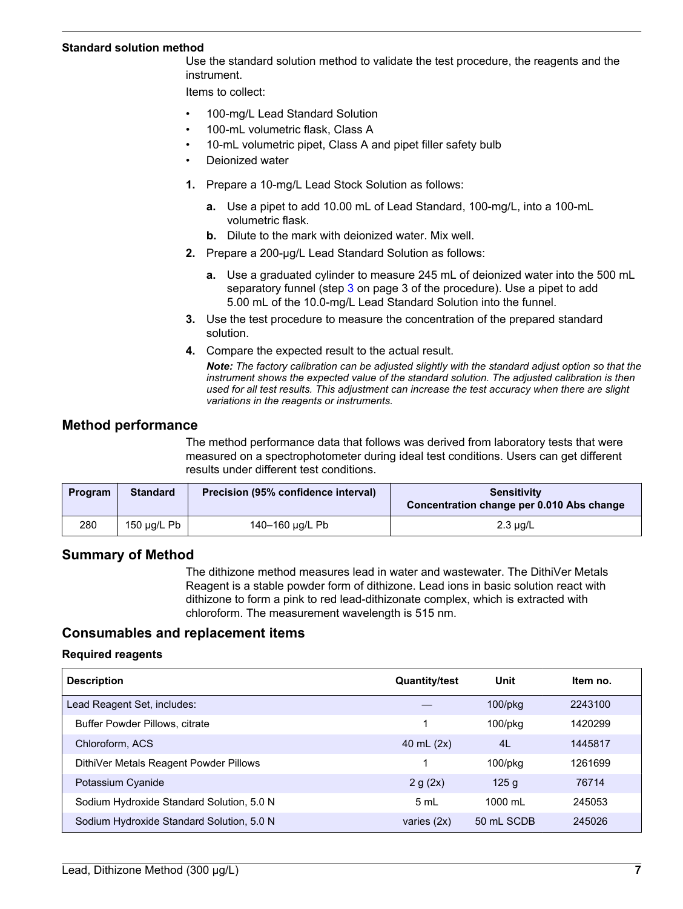### Standard solution method

Use the standard solution method to validate the test procedure, the reagents and the instrument.

Items to collect:

- 100-mg/L Lead Standard Solution
- 100-mL volumetric flask, Class A
- 10-mL volumetric pipet, Class A and pipet filler safety bulb
- Deionized water

1. Prepare a 10-mg/L Lead Stock Solution as follows:
   a. Use a pipet to add 10.00 mL of Lead Standard, 100-mg/L, into a 100-mL volumetric flask.
   b. Dilute to the mark with deionized water. Mix well.
2. Prepare a 200-µg/L Lead Standard Solution as follows:
   a. Use a graduated cylinder to measure 245 mL of deionized water into the 500 mL separatory funnel (step 3 on page 3 of the procedure). Use a pipet to add 5.00 mL of the 10.0-mg/L Lead Standard Solution into the funnel.
3. Use the test procedure to measure the concentration of the prepared standard solution.
4. Compare the expected result to the actual result.

   ***Note:*** *The factory calibration can be adjusted slightly with the standard adjust option so that the instrument shows the expected value of the standard solution. The adjusted calibration is then used for all test results. This adjustment can increase the test accuracy when there are slight variations in the reagents or instruments.*

## Method performance

The method performance data that follows was derived from laboratory tests that were measured on a spectrophotometer during ideal test conditions. Users can get different results under different test conditions.

| Program | Standard | Precision (95% confidence interval) | Sensitivity Concentration change per 0.010 Abs change |
|---|---|---|---|
| 280 | 150 µg/L Pb | 140–160 µg/L Pb | 2.3 µg/L |

## Summary of Method

The dithizone method measures lead in water and wastewater. The DithiVer Metals Reagent is a stable powder form of dithizone. Lead ions in basic solution react with dithizone to form a pink to red lead-dithizonate complex, which is extracted with chloroform. The measurement wavelength is 515 nm.

## Consumables and replacement items

### Required reagents

| Description | Quantity/test | Unit | Item no. |
|---|---|---|---|
| Lead Reagent Set, includes: | — | 100/pkg | 2243100 |
| Buffer Powder Pillows, citrate | 1 | 100/pkg | 1420299 |
| Chloroform, ACS | 40 mL (2x) | 4L | 1445817 |
| DithiVer Metals Reagent Powder Pillows | 1 | 100/pkg | 1261699 |
| Potassium Cyanide | 2 g (2x) | 125 g | 76714 |
| Sodium Hydroxide Standard Solution, 5.0 N | 5 mL | 1000 mL | 245053 |
| Sodium Hydroxide Standard Solution, 5.0 N | varies (2x) | 50 mL SCDB | 245026 |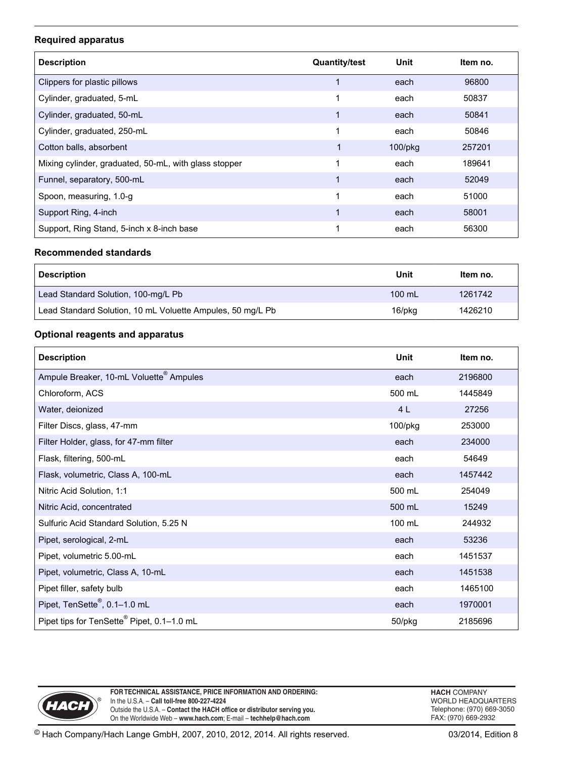### Required apparatus

| Description | Quantity/test | Unit | Item no. |
|---|---|---|---|
| Clippers for plastic pillows | 1 | each | 96800 |
| Cylinder, graduated, 5-mL | 1 | each | 50837 |
| Cylinder, graduated, 50-mL | 1 | each | 50841 |
| Cylinder, graduated, 250-mL | 1 | each | 50846 |
| Cotton balls, absorbent | 1 | 100/pkg | 257201 |
| Mixing cylinder, graduated, 50-mL, with glass stopper | 1 | each | 189641 |
| Funnel, separatory, 500-mL | 1 | each | 52049 |
| Spoon, measuring, 1.0-g | 1 | each | 51000 |
| Support Ring, 4-inch | 1 | each | 58001 |
| Support, Ring Stand, 5-inch x 8-inch base | 1 | each | 56300 |

### Recommended standards

| Description | Unit | Item no. |
|---|---|---|
| Lead Standard Solution, 100-mg/L Pb | 100 mL | 1261742 |
| Lead Standard Solution, 10 mL Voluette Ampules, 50 mg/L Pb | 16/pkg | 1426210 |

### Optional reagents and apparatus

| Description | Unit | Item no. |
|---|---|---|
| Ampule Breaker, 10-mL Voluette® Ampules | each | 2196800 |
| Chloroform, ACS | 500 mL | 1445849 |
| Water, deionized | 4 L | 27256 |
| Filter Discs, glass, 47-mm | 100/pkg | 253000 |
| Filter Holder, glass, for 47-mm filter | each | 234000 |
| Flask, filtering, 500-mL | each | 54649 |
| Flask, volumetric, Class A, 100-mL | each | 1457442 |
| Nitric Acid Solution, 1:1 | 500 mL | 254049 |
| Nitric Acid, concentrated | 500 mL | 15249 |
| Sulfuric Acid Standard Solution, 5.25 N | 100 mL | 244932 |
| Pipet, serological, 2-mL | each | 53236 |
| Pipet, volumetric 5.00-mL | each | 1451537 |
| Pipet, volumetric, Class A, 10-mL | each | 1451538 |
| Pipet filler, safety bulb | each | 1465100 |
| Pipet, TenSette®, 0.1–1.0 mL | each | 1970001 |
| Pipet tips for TenSette® Pipet, 0.1–1.0 mL | 50/pkg | 2185696 |

**FOR TECHNICAL ASSISTANCE, PRICE INFORMATION AND ORDERING:**
In the U.S.A. – **Call toll-free 800-227-4224**
Outside the U.S.A. – **Contact the HACH office or distributor serving you.**
On the Worldwide Web – **www.hach.com**; E-mail – **techhelp@hach.com**

**HACH** COMPANY
WORLD HEADQUARTERS
Telephone: (970) 669-3050
FAX: (970) 669-2932

© Hach Company/Hach Lange GmbH, 2007, 2010, 2012, 2014. All rights reserved.

03/2014, Edition 8